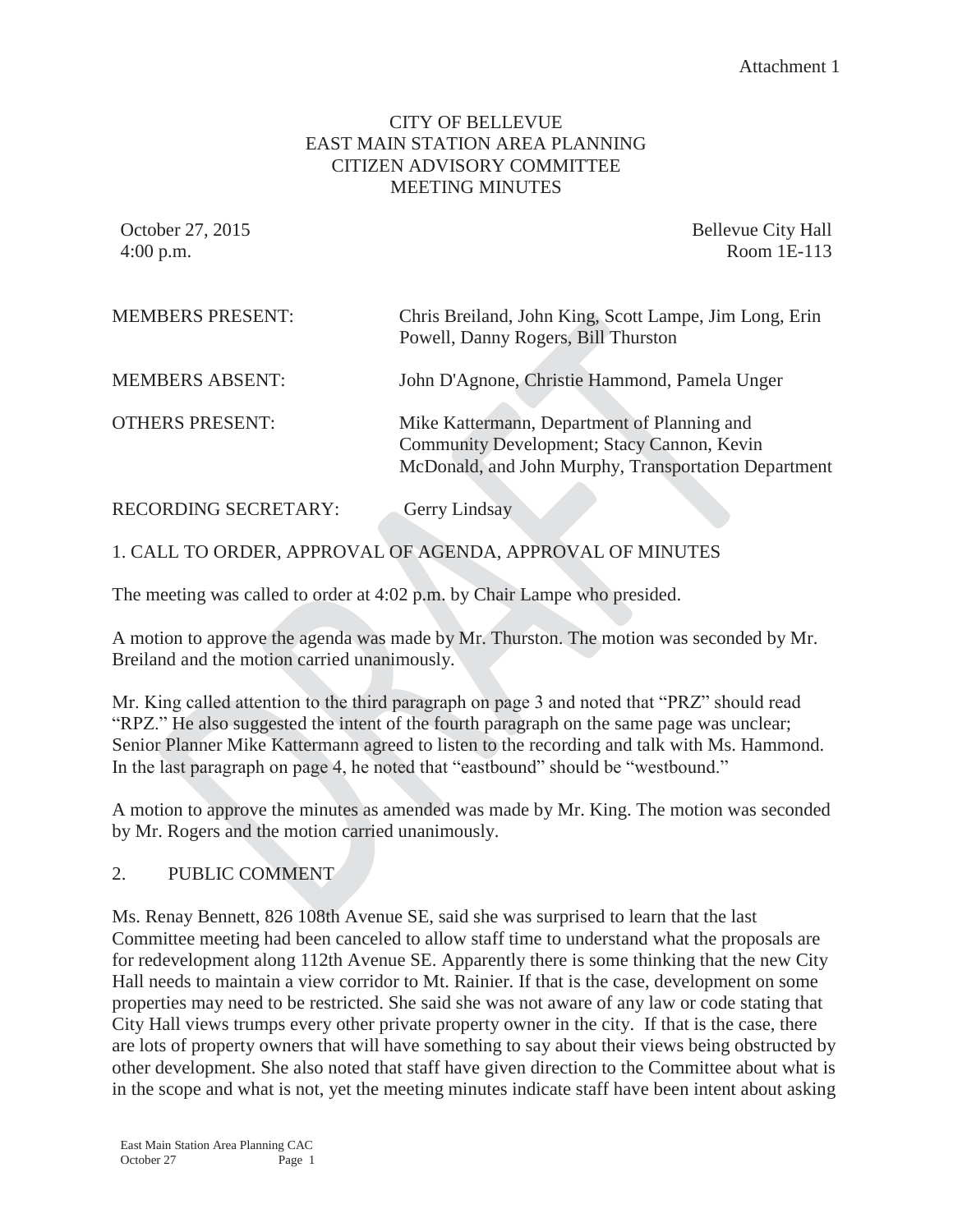Attachment 1

# CITY OF BELLEVUE
# EAST MAIN STATION AREA PLANNING
# CITIZEN ADVISORY COMMITTEE
# MEETING MINUTES

October 27, 2015
4:00 p.m.

Bellevue City Hall
Room 1E-113

MEMBERS PRESENT: Chris Breiland, John King, Scott Lampe, Jim Long, Erin Powell, Danny Rogers, Bill Thurston

MEMBERS ABSENT: John D'Agnone, Christie Hammond, Pamela Unger

OTHERS PRESENT: Mike Kattermann, Department of Planning and Community Development; Stacy Cannon, Kevin McDonald, and John Murphy, Transportation Department

RECORDING SECRETARY: Gerry Lindsay

## 1. CALL TO ORDER, APPROVAL OF AGENDA, APPROVAL OF MINUTES

The meeting was called to order at 4:02 p.m. by Chair Lampe who presided.

A motion to approve the agenda was made by Mr. Thurston. The motion was seconded by Mr. Breiland and the motion carried unanimously.

Mr. King called attention to the third paragraph on page 3 and noted that "PRZ" should read "RPZ." He also suggested the intent of the fourth paragraph on the same page was unclear; Senior Planner Mike Kattermann agreed to listen to the recording and talk with Ms. Hammond. In the last paragraph on page 4, he noted that "eastbound" should be "westbound."

A motion to approve the minutes as amended was made by Mr. King. The motion was seconded by Mr. Rogers and the motion carried unanimously.

## 2. PUBLIC COMMENT

Ms. Renay Bennett, 826 108th Avenue SE, said she was surprised to learn that the last Committee meeting had been canceled to allow staff time to understand what the proposals are for redevelopment along 112th Avenue SE. Apparently there is some thinking that the new City Hall needs to maintain a view corridor to Mt. Rainier. If that is the case, development on some properties may need to be restricted. She said she was not aware of any law or code stating that City Hall views trumps every other private property owner in the city. If that is the case, there are lots of property owners that will have something to say about their views being obstructed by other development. She also noted that staff have given direction to the Committee about what is in the scope and what is not, yet the meeting minutes indicate staff have been intent about asking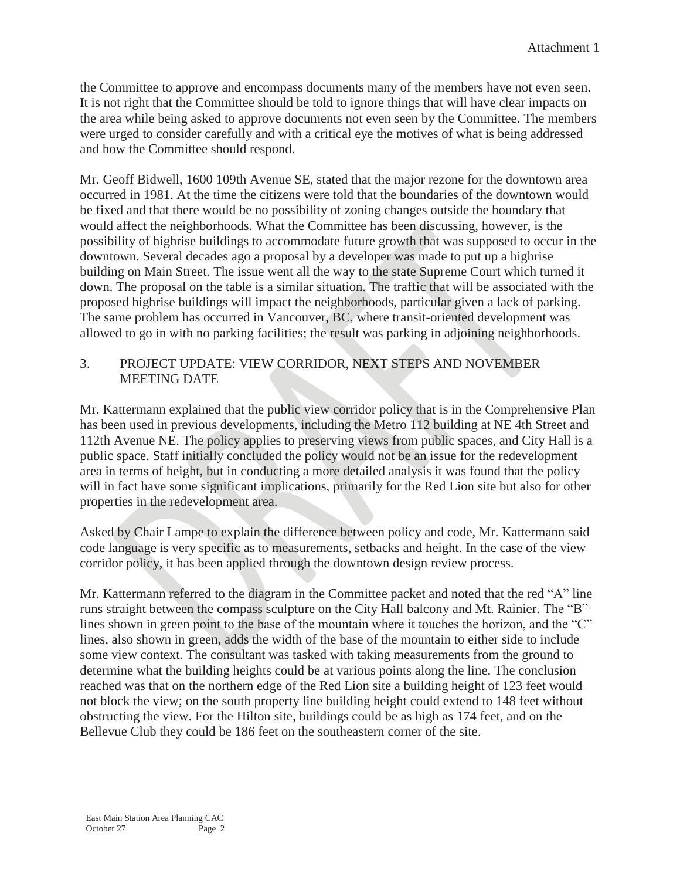the Committee to approve and encompass documents many of the members have not even seen. It is not right that the Committee should be told to ignore things that will have clear impacts on the area while being asked to approve documents not even seen by the Committee. The members were urged to consider carefully and with a critical eye the motives of what is being addressed and how the Committee should respond.

Mr. Geoff Bidwell, 1600 109th Avenue SE, stated that the major rezone for the downtown area occurred in 1981. At the time the citizens were told that the boundaries of the downtown would be fixed and that there would be no possibility of zoning changes outside the boundary that would affect the neighborhoods. What the Committee has been discussing, however, is the possibility of highrise buildings to accommodate future growth that was supposed to occur in the downtown. Several decades ago a proposal by a developer was made to put up a highrise building on Main Street. The issue went all the way to the state Supreme Court which turned it down. The proposal on the table is a similar situation. The traffic that will be associated with the proposed highrise buildings will impact the neighborhoods, particular given a lack of parking. The same problem has occurred in Vancouver, BC, where transit-oriented development was allowed to go in with no parking facilities; the result was parking in adjoining neighborhoods.

## 3. PROJECT UPDATE: VIEW CORRIDOR, NEXT STEPS AND NOVEMBER MEETING DATE

Mr. Kattermann explained that the public view corridor policy that is in the Comprehensive Plan has been used in previous developments, including the Metro 112 building at NE 4th Street and 112th Avenue NE. The policy applies to preserving views from public spaces, and City Hall is a public space. Staff initially concluded the policy would not be an issue for the redevelopment area in terms of height, but in conducting a more detailed analysis it was found that the policy will in fact have some significant implications, primarily for the Red Lion site but also for other properties in the redevelopment area.

Asked by Chair Lampe to explain the difference between policy and code, Mr. Kattermann said code language is very specific as to measurements, setbacks and height. In the case of the view corridor policy, it has been applied through the downtown design review process.

Mr. Kattermann referred to the diagram in the Committee packet and noted that the red "A" line runs straight between the compass sculpture on the City Hall balcony and Mt. Rainier. The "B" lines shown in green point to the base of the mountain where it touches the horizon, and the "C" lines, also shown in green, adds the width of the base of the mountain to either side to include some view context. The consultant was tasked with taking measurements from the ground to determine what the building heights could be at various points along the line. The conclusion reached was that on the northern edge of the Red Lion site a building height of 123 feet would not block the view; on the south property line building height could extend to 148 feet without obstructing the view. For the Hilton site, buildings could be as high as 174 feet, and on the Bellevue Club they could be 186 feet on the southeastern corner of the site.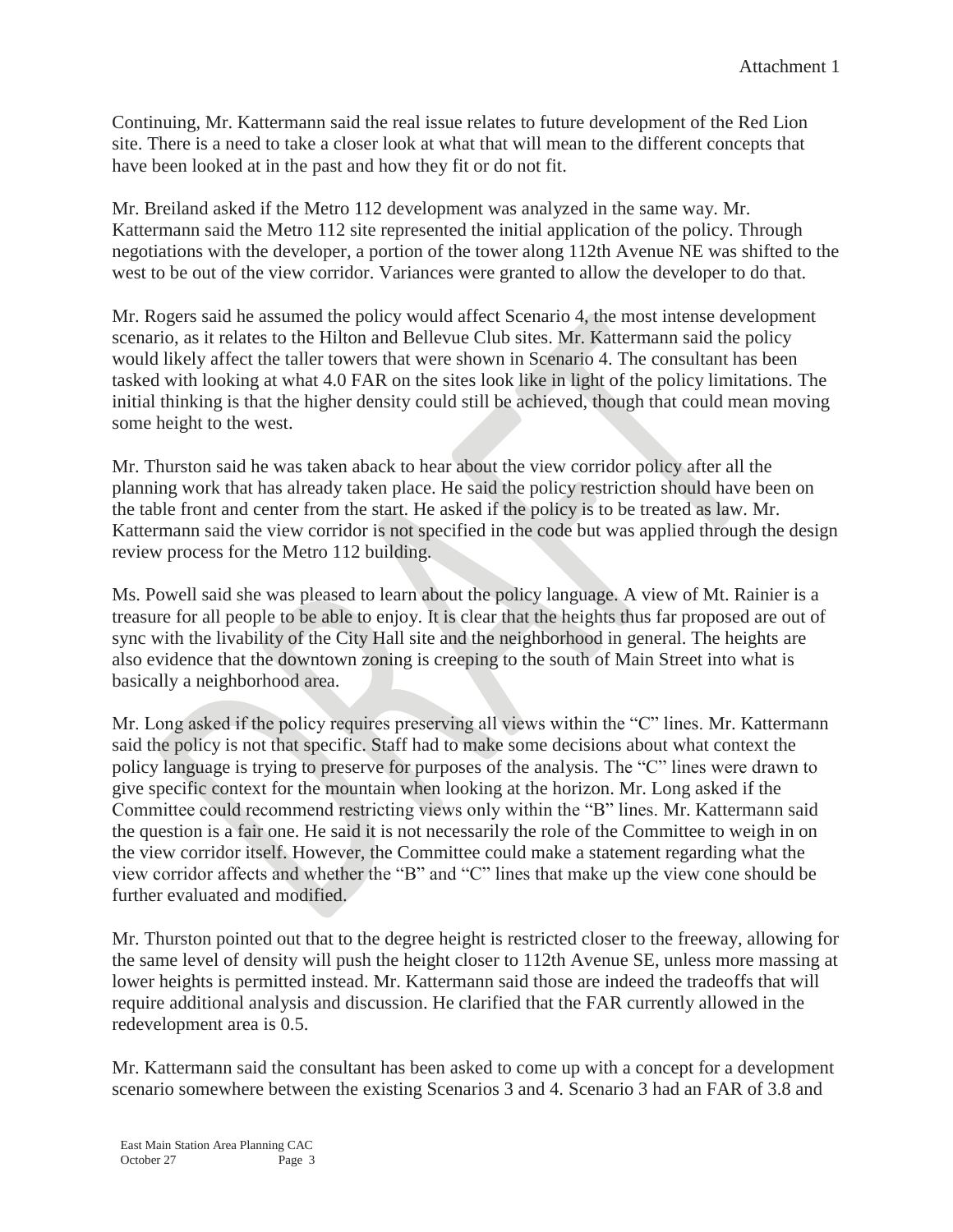Continuing, Mr. Kattermann said the real issue relates to future development of the Red Lion site. There is a need to take a closer look at what that will mean to the different concepts that have been looked at in the past and how they fit or do not fit.

Mr. Breiland asked if the Metro 112 development was analyzed in the same way. Mr. Kattermann said the Metro 112 site represented the initial application of the policy. Through negotiations with the developer, a portion of the tower along 112th Avenue NE was shifted to the west to be out of the view corridor. Variances were granted to allow the developer to do that.

Mr. Rogers said he assumed the policy would affect Scenario 4, the most intense development scenario, as it relates to the Hilton and Bellevue Club sites. Mr. Kattermann said the policy would likely affect the taller towers that were shown in Scenario 4. The consultant has been tasked with looking at what 4.0 FAR on the sites look like in light of the policy limitations. The initial thinking is that the higher density could still be achieved, though that could mean moving some height to the west.

Mr. Thurston said he was taken aback to hear about the view corridor policy after all the planning work that has already taken place. He said the policy restriction should have been on the table front and center from the start. He asked if the policy is to be treated as law. Mr. Kattermann said the view corridor is not specified in the code but was applied through the design review process for the Metro 112 building.

Ms. Powell said she was pleased to learn about the policy language. A view of Mt. Rainier is a treasure for all people to be able to enjoy. It is clear that the heights thus far proposed are out of sync with the livability of the City Hall site and the neighborhood in general. The heights are also evidence that the downtown zoning is creeping to the south of Main Street into what is basically a neighborhood area.

Mr. Long asked if the policy requires preserving all views within the "C" lines. Mr. Kattermann said the policy is not that specific. Staff had to make some decisions about what context the policy language is trying to preserve for purposes of the analysis. The "C" lines were drawn to give specific context for the mountain when looking at the horizon. Mr. Long asked if the Committee could recommend restricting views only within the "B" lines. Mr. Kattermann said the question is a fair one. He said it is not necessarily the role of the Committee to weigh in on the view corridor itself. However, the Committee could make a statement regarding what the view corridor affects and whether the "B" and "C" lines that make up the view cone should be further evaluated and modified.

Mr. Thurston pointed out that to the degree height is restricted closer to the freeway, allowing for the same level of density will push the height closer to 112th Avenue SE, unless more massing at lower heights is permitted instead. Mr. Kattermann said those are indeed the tradeoffs that will require additional analysis and discussion. He clarified that the FAR currently allowed in the redevelopment area is 0.5.

Mr. Kattermann said the consultant has been asked to come up with a concept for a development scenario somewhere between the existing Scenarios 3 and 4. Scenario 3 had an FAR of 3.8 and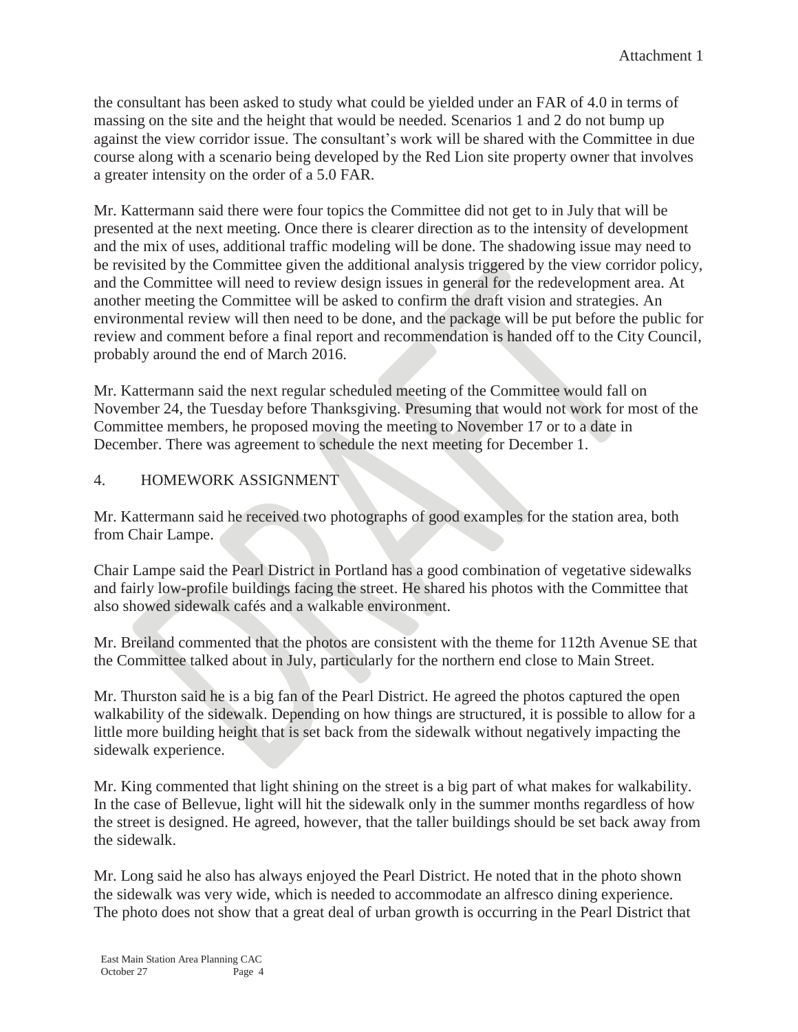the consultant has been asked to study what could be yielded under an FAR of 4.0 in terms of massing on the site and the height that would be needed. Scenarios 1 and 2 do not bump up against the view corridor issue. The consultant's work will be shared with the Committee in due course along with a scenario being developed by the Red Lion site property owner that involves a greater intensity on the order of a 5.0 FAR.

Mr. Kattermann said there were four topics the Committee did not get to in July that will be presented at the next meeting. Once there is clearer direction as to the intensity of development and the mix of uses, additional traffic modeling will be done. The shadowing issue may need to be revisited by the Committee given the additional analysis triggered by the view corridor policy, and the Committee will need to review design issues in general for the redevelopment area. At another meeting the Committee will be asked to confirm the draft vision and strategies. An environmental review will then need to be done, and the package will be put before the public for review and comment before a final report and recommendation is handed off to the City Council, probably around the end of March 2016.

Mr. Kattermann said the next regular scheduled meeting of the Committee would fall on November 24, the Tuesday before Thanksgiving. Presuming that would not work for most of the Committee members, he proposed moving the meeting to November 17 or to a date in December. There was agreement to schedule the next meeting for December 1.

4. HOMEWORK ASSIGNMENT

Mr. Kattermann said he received two photographs of good examples for the station area, both from Chair Lampe.

Chair Lampe said the Pearl District in Portland has a good combination of vegetative sidewalks and fairly low-profile buildings facing the street. He shared his photos with the Committee that also showed sidewalk cafés and a walkable environment.

Mr. Breiland commented that the photos are consistent with the theme for 112th Avenue SE that the Committee talked about in July, particularly for the northern end close to Main Street.

Mr. Thurston said he is a big fan of the Pearl District. He agreed the photos captured the open walkability of the sidewalk. Depending on how things are structured, it is possible to allow for a little more building height that is set back from the sidewalk without negatively impacting the sidewalk experience.

Mr. King commented that light shining on the street is a big part of what makes for walkability. In the case of Bellevue, light will hit the sidewalk only in the summer months regardless of how the street is designed. He agreed, however, that the taller buildings should be set back away from the sidewalk.

Mr. Long said he also has always enjoyed the Pearl District. He noted that in the photo shown the sidewalk was very wide, which is needed to accommodate an alfresco dining experience. The photo does not show that a great deal of urban growth is occurring in the Pearl District that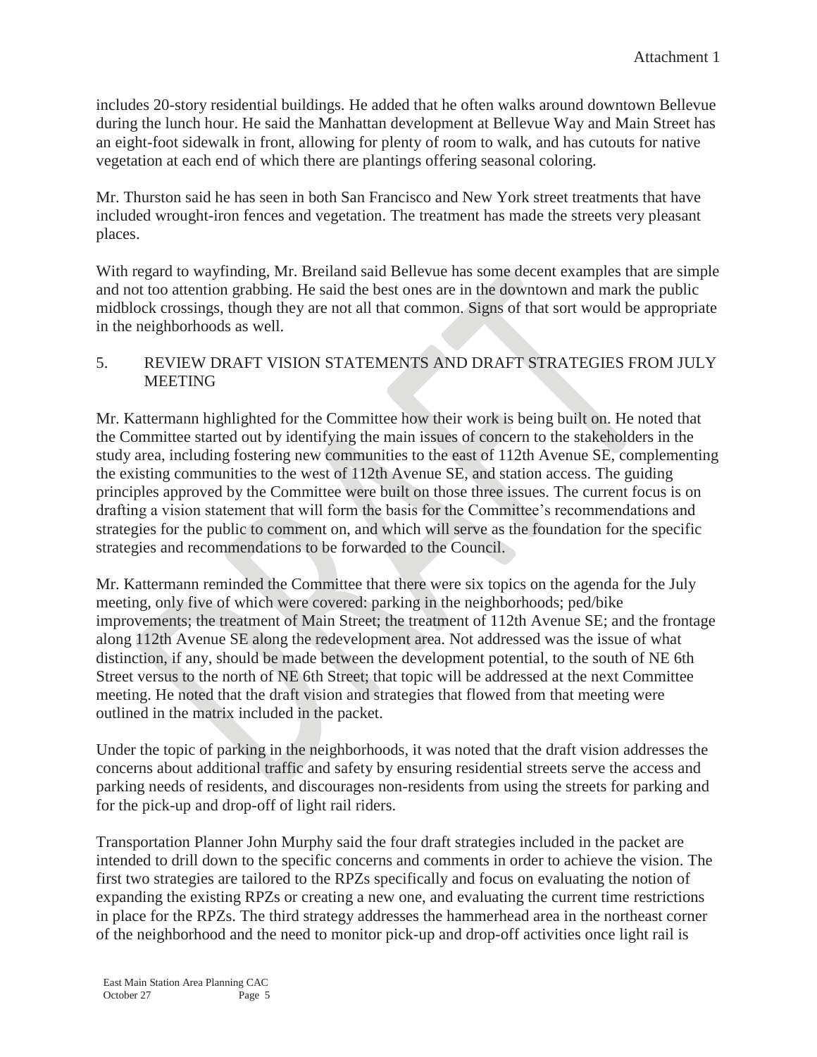includes 20-story residential buildings. He added that he often walks around downtown Bellevue during the lunch hour. He said the Manhattan development at Bellevue Way and Main Street has an eight-foot sidewalk in front, allowing for plenty of room to walk, and has cutouts for native vegetation at each end of which there are plantings offering seasonal coloring.

Mr. Thurston said he has seen in both San Francisco and New York street treatments that have included wrought-iron fences and vegetation. The treatment has made the streets very pleasant places.

With regard to wayfinding, Mr. Breiland said Bellevue has some decent examples that are simple and not too attention grabbing. He said the best ones are in the downtown and mark the public midblock crossings, though they are not all that common. Signs of that sort would be appropriate in the neighborhoods as well.

## 5. REVIEW DRAFT VISION STATEMENTS AND DRAFT STRATEGIES FROM JULY MEETING

Mr. Kattermann highlighted for the Committee how their work is being built on. He noted that the Committee started out by identifying the main issues of concern to the stakeholders in the study area, including fostering new communities to the east of 112th Avenue SE, complementing the existing communities to the west of 112th Avenue SE, and station access. The guiding principles approved by the Committee were built on those three issues. The current focus is on drafting a vision statement that will form the basis for the Committee's recommendations and strategies for the public to comment on, and which will serve as the foundation for the specific strategies and recommendations to be forwarded to the Council.

Mr. Kattermann reminded the Committee that there were six topics on the agenda for the July meeting, only five of which were covered: parking in the neighborhoods; ped/bike improvements; the treatment of Main Street; the treatment of 112th Avenue SE; and the frontage along 112th Avenue SE along the redevelopment area. Not addressed was the issue of what distinction, if any, should be made between the development potential, to the south of NE 6th Street versus to the north of NE 6th Street; that topic will be addressed at the next Committee meeting. He noted that the draft vision and strategies that flowed from that meeting were outlined in the matrix included in the packet.

Under the topic of parking in the neighborhoods, it was noted that the draft vision addresses the concerns about additional traffic and safety by ensuring residential streets serve the access and parking needs of residents, and discourages non-residents from using the streets for parking and for the pick-up and drop-off of light rail riders.

Transportation Planner John Murphy said the four draft strategies included in the packet are intended to drill down to the specific concerns and comments in order to achieve the vision. The first two strategies are tailored to the RPZs specifically and focus on evaluating the notion of expanding the existing RPZs or creating a new one, and evaluating the current time restrictions in place for the RPZs. The third strategy addresses the hammerhead area in the northeast corner of the neighborhood and the need to monitor pick-up and drop-off activities once light rail is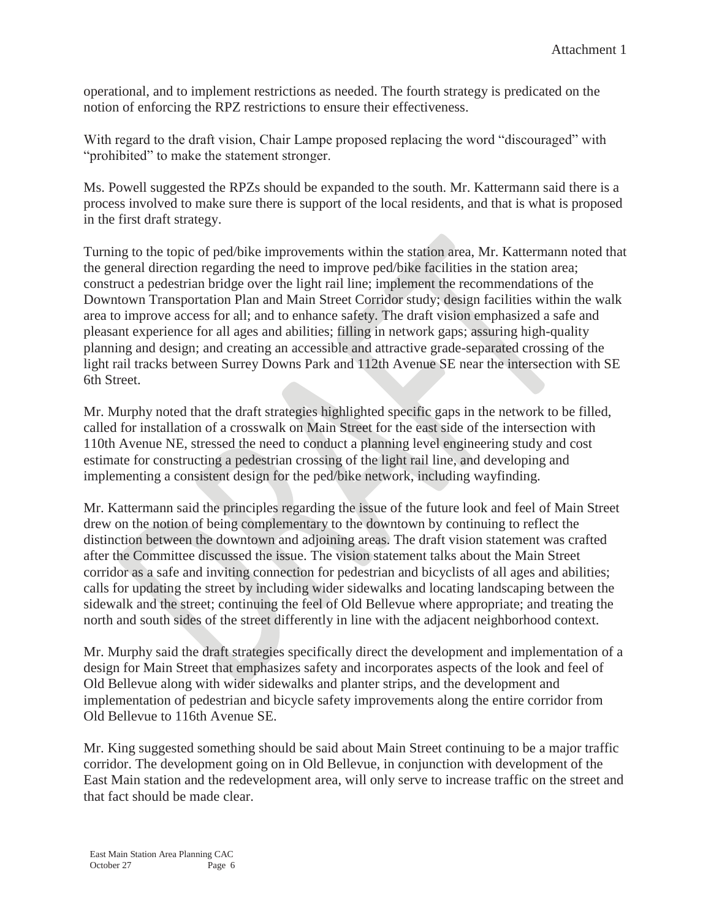operational, and to implement restrictions as needed. The fourth strategy is predicated on the notion of enforcing the RPZ restrictions to ensure their effectiveness.

With regard to the draft vision, Chair Lampe proposed replacing the word "discouraged" with "prohibited" to make the statement stronger.

Ms. Powell suggested the RPZs should be expanded to the south. Mr. Kattermann said there is a process involved to make sure there is support of the local residents, and that is what is proposed in the first draft strategy.

Turning to the topic of ped/bike improvements within the station area, Mr. Kattermann noted that the general direction regarding the need to improve ped/bike facilities in the station area; construct a pedestrian bridge over the light rail line; implement the recommendations of the Downtown Transportation Plan and Main Street Corridor study; design facilities within the walk area to improve access for all; and to enhance safety. The draft vision emphasized a safe and pleasant experience for all ages and abilities; filling in network gaps; assuring high-quality planning and design; and creating an accessible and attractive grade-separated crossing of the light rail tracks between Surrey Downs Park and 112th Avenue SE near the intersection with SE 6th Street.

Mr. Murphy noted that the draft strategies highlighted specific gaps in the network to be filled, called for installation of a crosswalk on Main Street for the east side of the intersection with 110th Avenue NE, stressed the need to conduct a planning level engineering study and cost estimate for constructing a pedestrian crossing of the light rail line, and developing and implementing a consistent design for the ped/bike network, including wayfinding.

Mr. Kattermann said the principles regarding the issue of the future look and feel of Main Street drew on the notion of being complementary to the downtown by continuing to reflect the distinction between the downtown and adjoining areas. The draft vision statement was crafted after the Committee discussed the issue. The vision statement talks about the Main Street corridor as a safe and inviting connection for pedestrian and bicyclists of all ages and abilities; calls for updating the street by including wider sidewalks and locating landscaping between the sidewalk and the street; continuing the feel of Old Bellevue where appropriate; and treating the north and south sides of the street differently in line with the adjacent neighborhood context.

Mr. Murphy said the draft strategies specifically direct the development and implementation of a design for Main Street that emphasizes safety and incorporates aspects of the look and feel of Old Bellevue along with wider sidewalks and planter strips, and the development and implementation of pedestrian and bicycle safety improvements along the entire corridor from Old Bellevue to 116th Avenue SE.

Mr. King suggested something should be said about Main Street continuing to be a major traffic corridor. The development going on in Old Bellevue, in conjunction with development of the East Main station and the redevelopment area, will only serve to increase traffic on the street and that fact should be made clear.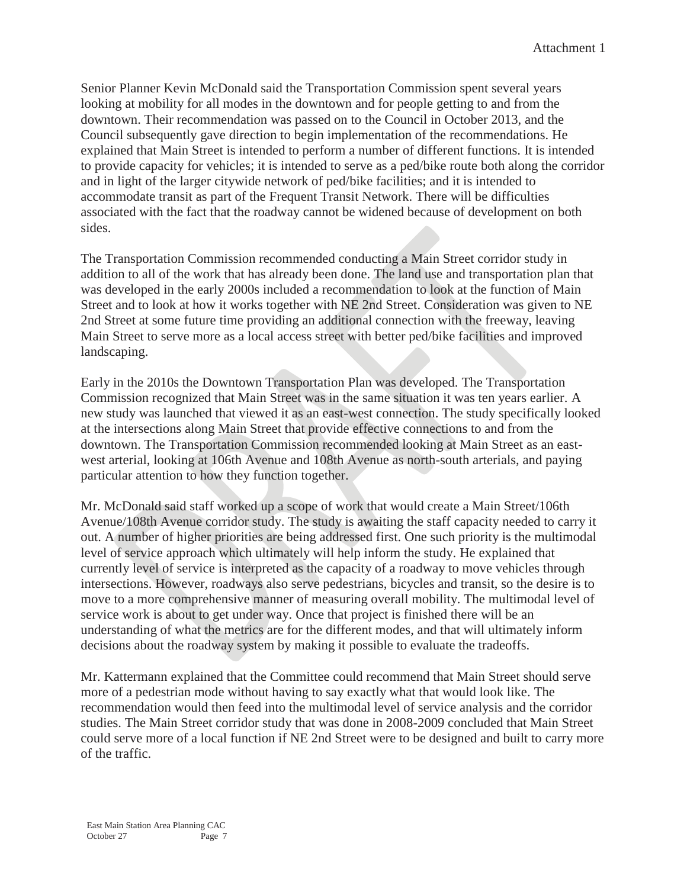Senior Planner Kevin McDonald said the Transportation Commission spent several years looking at mobility for all modes in the downtown and for people getting to and from the downtown. Their recommendation was passed on to the Council in October 2013, and the Council subsequently gave direction to begin implementation of the recommendations. He explained that Main Street is intended to perform a number of different functions. It is intended to provide capacity for vehicles; it is intended to serve as a ped/bike route both along the corridor and in light of the larger citywide network of ped/bike facilities; and it is intended to accommodate transit as part of the Frequent Transit Network. There will be difficulties associated with the fact that the roadway cannot be widened because of development on both sides.

The Transportation Commission recommended conducting a Main Street corridor study in addition to all of the work that has already been done. The land use and transportation plan that was developed in the early 2000s included a recommendation to look at the function of Main Street and to look at how it works together with NE 2nd Street. Consideration was given to NE 2nd Street at some future time providing an additional connection with the freeway, leaving Main Street to serve more as a local access street with better ped/bike facilities and improved landscaping.

Early in the 2010s the Downtown Transportation Plan was developed. The Transportation Commission recognized that Main Street was in the same situation it was ten years earlier. A new study was launched that viewed it as an east-west connection. The study specifically looked at the intersections along Main Street that provide effective connections to and from the downtown. The Transportation Commission recommended looking at Main Street as an east-west arterial, looking at 106th Avenue and 108th Avenue as north-south arterials, and paying particular attention to how they function together.

Mr. McDonald said staff worked up a scope of work that would create a Main Street/106th Avenue/108th Avenue corridor study. The study is awaiting the staff capacity needed to carry it out. A number of higher priorities are being addressed first. One such priority is the multimodal level of service approach which ultimately will help inform the study. He explained that currently level of service is interpreted as the capacity of a roadway to move vehicles through intersections. However, roadways also serve pedestrians, bicycles and transit, so the desire is to move to a more comprehensive manner of measuring overall mobility. The multimodal level of service work is about to get under way. Once that project is finished there will be an understanding of what the metrics are for the different modes, and that will ultimately inform decisions about the roadway system by making it possible to evaluate the tradeoffs.

Mr. Kattermann explained that the Committee could recommend that Main Street should serve more of a pedestrian mode without having to say exactly what that would look like. The recommendation would then feed into the multimodal level of service analysis and the corridor studies. The Main Street corridor study that was done in 2008-2009 concluded that Main Street could serve more of a local function if NE 2nd Street were to be designed and built to carry more of the traffic.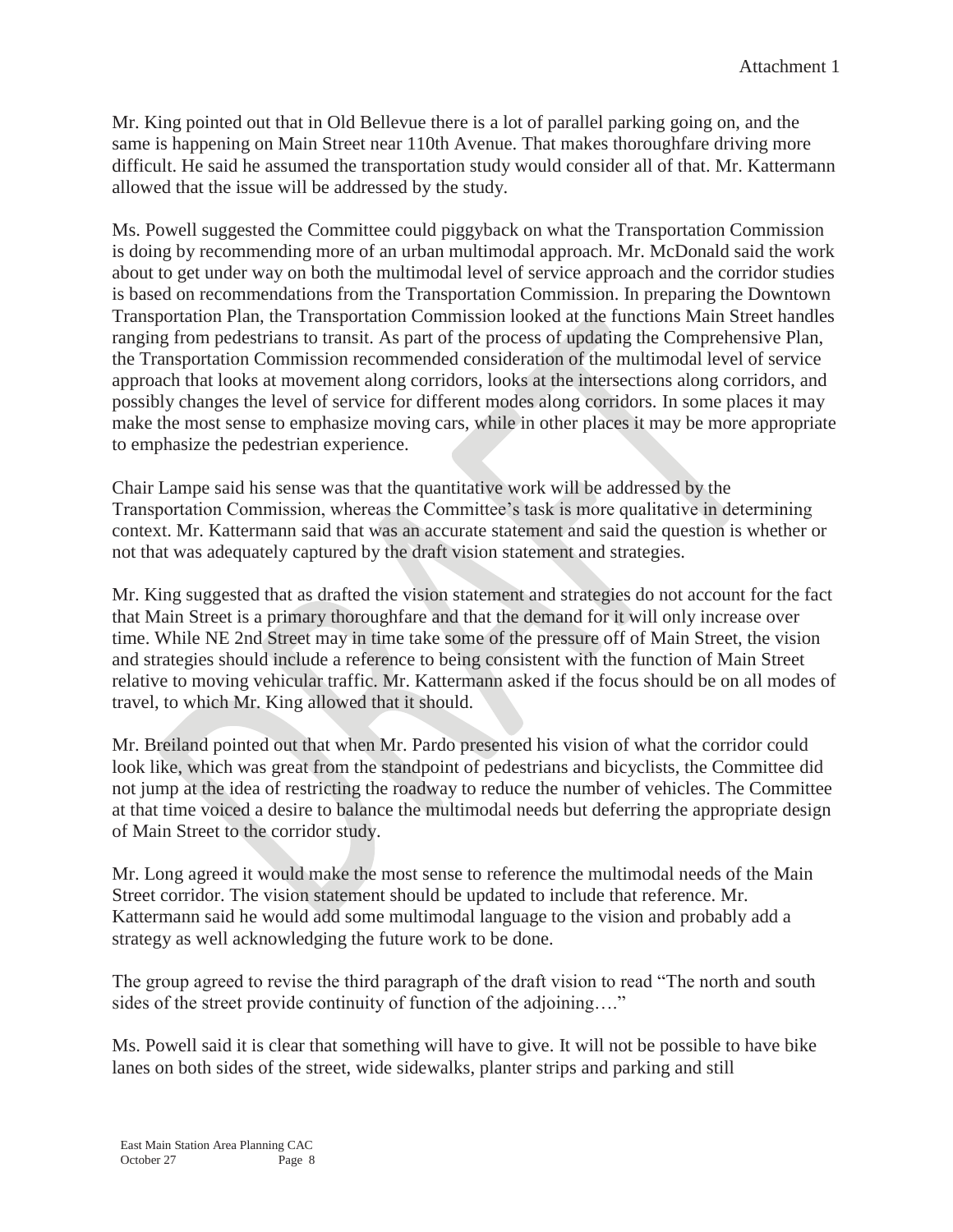Mr. King pointed out that in Old Bellevue there is a lot of parallel parking going on, and the same is happening on Main Street near 110th Avenue. That makes thoroughfare driving more difficult. He said he assumed the transportation study would consider all of that. Mr. Kattermann allowed that the issue will be addressed by the study.

Ms. Powell suggested the Committee could piggyback on what the Transportation Commission is doing by recommending more of an urban multimodal approach. Mr. McDonald said the work about to get under way on both the multimodal level of service approach and the corridor studies is based on recommendations from the Transportation Commission. In preparing the Downtown Transportation Plan, the Transportation Commission looked at the functions Main Street handles ranging from pedestrians to transit. As part of the process of updating the Comprehensive Plan, the Transportation Commission recommended consideration of the multimodal level of service approach that looks at movement along corridors, looks at the intersections along corridors, and possibly changes the level of service for different modes along corridors. In some places it may make the most sense to emphasize moving cars, while in other places it may be more appropriate to emphasize the pedestrian experience.

Chair Lampe said his sense was that the quantitative work will be addressed by the Transportation Commission, whereas the Committee's task is more qualitative in determining context. Mr. Kattermann said that was an accurate statement and said the question is whether or not that was adequately captured by the draft vision statement and strategies.

Mr. King suggested that as drafted the vision statement and strategies do not account for the fact that Main Street is a primary thoroughfare and that the demand for it will only increase over time. While NE 2nd Street may in time take some of the pressure off of Main Street, the vision and strategies should include a reference to being consistent with the function of Main Street relative to moving vehicular traffic. Mr. Kattermann asked if the focus should be on all modes of travel, to which Mr. King allowed that it should.

Mr. Breiland pointed out that when Mr. Pardo presented his vision of what the corridor could look like, which was great from the standpoint of pedestrians and bicyclists, the Committee did not jump at the idea of restricting the roadway to reduce the number of vehicles. The Committee at that time voiced a desire to balance the multimodal needs but deferring the appropriate design of Main Street to the corridor study.

Mr. Long agreed it would make the most sense to reference the multimodal needs of the Main Street corridor. The vision statement should be updated to include that reference. Mr. Kattermann said he would add some multimodal language to the vision and probably add a strategy as well acknowledging the future work to be done.

The group agreed to revise the third paragraph of the draft vision to read "The north and south sides of the street provide continuity of function of the adjoining…."

Ms. Powell said it is clear that something will have to give. It will not be possible to have bike lanes on both sides of the street, wide sidewalks, planter strips and parking and still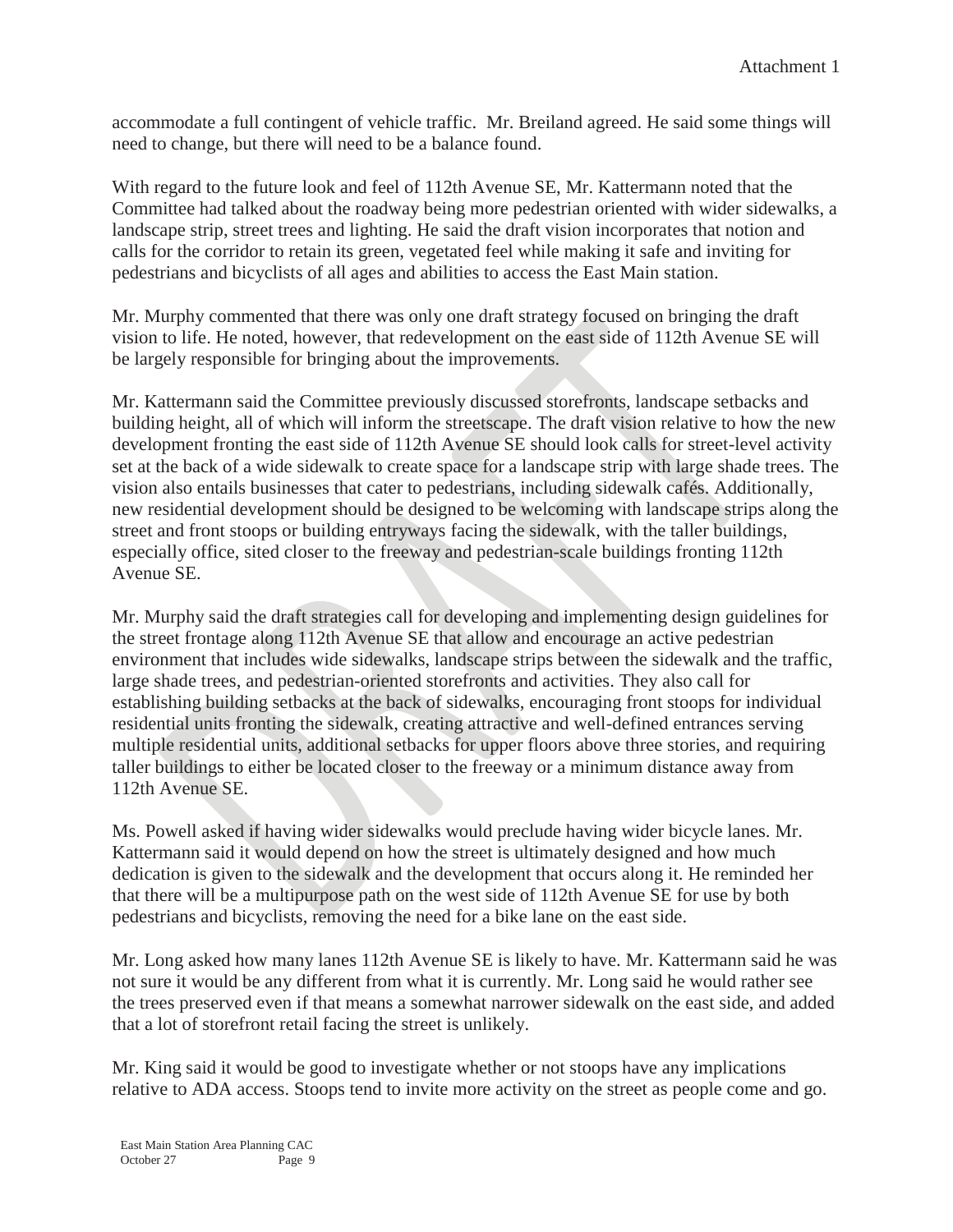accommodate a full contingent of vehicle traffic. Mr. Breiland agreed. He said some things will need to change, but there will need to be a balance found.

With regard to the future look and feel of 112th Avenue SE, Mr. Kattermann noted that the Committee had talked about the roadway being more pedestrian oriented with wider sidewalks, a landscape strip, street trees and lighting. He said the draft vision incorporates that notion and calls for the corridor to retain its green, vegetated feel while making it safe and inviting for pedestrians and bicyclists of all ages and abilities to access the East Main station.

Mr. Murphy commented that there was only one draft strategy focused on bringing the draft vision to life. He noted, however, that redevelopment on the east side of 112th Avenue SE will be largely responsible for bringing about the improvements.

Mr. Kattermann said the Committee previously discussed storefronts, landscape setbacks and building height, all of which will inform the streetscape. The draft vision relative to how the new development fronting the east side of 112th Avenue SE should look calls for street-level activity set at the back of a wide sidewalk to create space for a landscape strip with large shade trees. The vision also entails businesses that cater to pedestrians, including sidewalk cafés. Additionally, new residential development should be designed to be welcoming with landscape strips along the street and front stoops or building entryways facing the sidewalk, with the taller buildings, especially office, sited closer to the freeway and pedestrian-scale buildings fronting 112th Avenue SE.

Mr. Murphy said the draft strategies call for developing and implementing design guidelines for the street frontage along 112th Avenue SE that allow and encourage an active pedestrian environment that includes wide sidewalks, landscape strips between the sidewalk and the traffic, large shade trees, and pedestrian-oriented storefronts and activities. They also call for establishing building setbacks at the back of sidewalks, encouraging front stoops for individual residential units fronting the sidewalk, creating attractive and well-defined entrances serving multiple residential units, additional setbacks for upper floors above three stories, and requiring taller buildings to either be located closer to the freeway or a minimum distance away from 112th Avenue SE.

Ms. Powell asked if having wider sidewalks would preclude having wider bicycle lanes. Mr. Kattermann said it would depend on how the street is ultimately designed and how much dedication is given to the sidewalk and the development that occurs along it. He reminded her that there will be a multipurpose path on the west side of 112th Avenue SE for use by both pedestrians and bicyclists, removing the need for a bike lane on the east side.

Mr. Long asked how many lanes 112th Avenue SE is likely to have. Mr. Kattermann said he was not sure it would be any different from what it is currently. Mr. Long said he would rather see the trees preserved even if that means a somewhat narrower sidewalk on the east side, and added that a lot of storefront retail facing the street is unlikely.

Mr. King said it would be good to investigate whether or not stoops have any implications relative to ADA access. Stoops tend to invite more activity on the street as people come and go.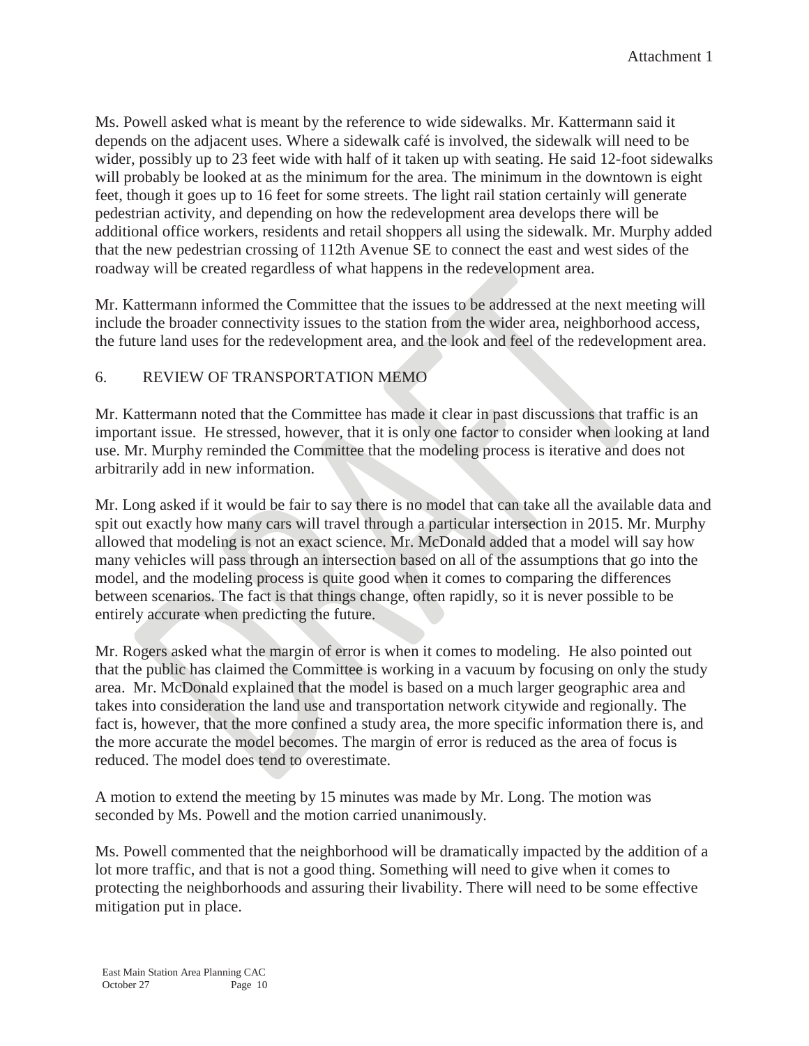Ms. Powell asked what is meant by the reference to wide sidewalks. Mr. Kattermann said it depends on the adjacent uses. Where a sidewalk café is involved, the sidewalk will need to be wider, possibly up to 23 feet wide with half of it taken up with seating. He said 12-foot sidewalks will probably be looked at as the minimum for the area. The minimum in the downtown is eight feet, though it goes up to 16 feet for some streets. The light rail station certainly will generate pedestrian activity, and depending on how the redevelopment area develops there will be additional office workers, residents and retail shoppers all using the sidewalk. Mr. Murphy added that the new pedestrian crossing of 112th Avenue SE to connect the east and west sides of the roadway will be created regardless of what happens in the redevelopment area.

Mr. Kattermann informed the Committee that the issues to be addressed at the next meeting will include the broader connectivity issues to the station from the wider area, neighborhood access, the future land uses for the redevelopment area, and the look and feel of the redevelopment area.

## 6. REVIEW OF TRANSPORTATION MEMO

Mr. Kattermann noted that the Committee has made it clear in past discussions that traffic is an important issue. He stressed, however, that it is only one factor to consider when looking at land use. Mr. Murphy reminded the Committee that the modeling process is iterative and does not arbitrarily add in new information.

Mr. Long asked if it would be fair to say there is no model that can take all the available data and spit out exactly how many cars will travel through a particular intersection in 2015. Mr. Murphy allowed that modeling is not an exact science. Mr. McDonald added that a model will say how many vehicles will pass through an intersection based on all of the assumptions that go into the model, and the modeling process is quite good when it comes to comparing the differences between scenarios. The fact is that things change, often rapidly, so it is never possible to be entirely accurate when predicting the future.

Mr. Rogers asked what the margin of error is when it comes to modeling. He also pointed out that the public has claimed the Committee is working in a vacuum by focusing on only the study area. Mr. McDonald explained that the model is based on a much larger geographic area and takes into consideration the land use and transportation network citywide and regionally. The fact is, however, that the more confined a study area, the more specific information there is, and the more accurate the model becomes. The margin of error is reduced as the area of focus is reduced. The model does tend to overestimate.

A motion to extend the meeting by 15 minutes was made by Mr. Long. The motion was seconded by Ms. Powell and the motion carried unanimously.

Ms. Powell commented that the neighborhood will be dramatically impacted by the addition of a lot more traffic, and that is not a good thing. Something will need to give when it comes to protecting the neighborhoods and assuring their livability. There will need to be some effective mitigation put in place.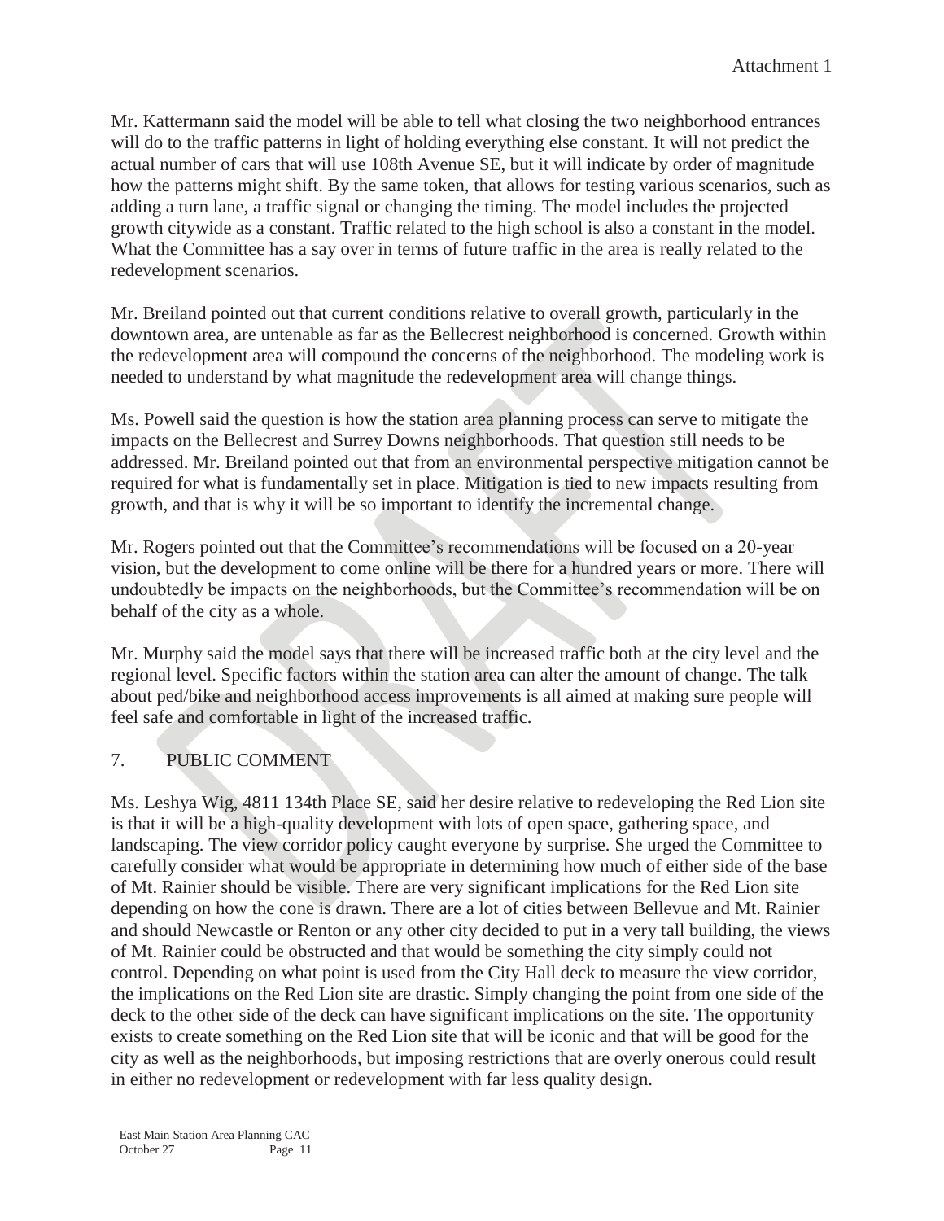Mr. Kattermann said the model will be able to tell what closing the two neighborhood entrances will do to the traffic patterns in light of holding everything else constant. It will not predict the actual number of cars that will use 108th Avenue SE, but it will indicate by order of magnitude how the patterns might shift. By the same token, that allows for testing various scenarios, such as adding a turn lane, a traffic signal or changing the timing. The model includes the projected growth citywide as a constant. Traffic related to the high school is also a constant in the model. What the Committee has a say over in terms of future traffic in the area is really related to the redevelopment scenarios.

Mr. Breiland pointed out that current conditions relative to overall growth, particularly in the downtown area, are untenable as far as the Bellecrest neighborhood is concerned. Growth within the redevelopment area will compound the concerns of the neighborhood. The modeling work is needed to understand by what magnitude the redevelopment area will change things.

Ms. Powell said the question is how the station area planning process can serve to mitigate the impacts on the Bellecrest and Surrey Downs neighborhoods. That question still needs to be addressed. Mr. Breiland pointed out that from an environmental perspective mitigation cannot be required for what is fundamentally set in place. Mitigation is tied to new impacts resulting from growth, and that is why it will be so important to identify the incremental change.

Mr. Rogers pointed out that the Committee's recommendations will be focused on a 20-year vision, but the development to come online will be there for a hundred years or more. There will undoubtedly be impacts on the neighborhoods, but the Committee's recommendation will be on behalf of the city as a whole.

Mr. Murphy said the model says that there will be increased traffic both at the city level and the regional level. Specific factors within the station area can alter the amount of change. The talk about ped/bike and neighborhood access improvements is all aimed at making sure people will feel safe and comfortable in light of the increased traffic.

## 7. PUBLIC COMMENT

Ms. Leshya Wig, 4811 134th Place SE, said her desire relative to redeveloping the Red Lion site is that it will be a high-quality development with lots of open space, gathering space, and landscaping. The view corridor policy caught everyone by surprise. She urged the Committee to carefully consider what would be appropriate in determining how much of either side of the base of Mt. Rainier should be visible. There are very significant implications for the Red Lion site depending on how the cone is drawn. There are a lot of cities between Bellevue and Mt. Rainier and should Newcastle or Renton or any other city decided to put in a very tall building, the views of Mt. Rainier could be obstructed and that would be something the city simply could not control. Depending on what point is used from the City Hall deck to measure the view corridor, the implications on the Red Lion site are drastic. Simply changing the point from one side of the deck to the other side of the deck can have significant implications on the site. The opportunity exists to create something on the Red Lion site that will be iconic and that will be good for the city as well as the neighborhoods, but imposing restrictions that are overly onerous could result in either no redevelopment or redevelopment with far less quality design.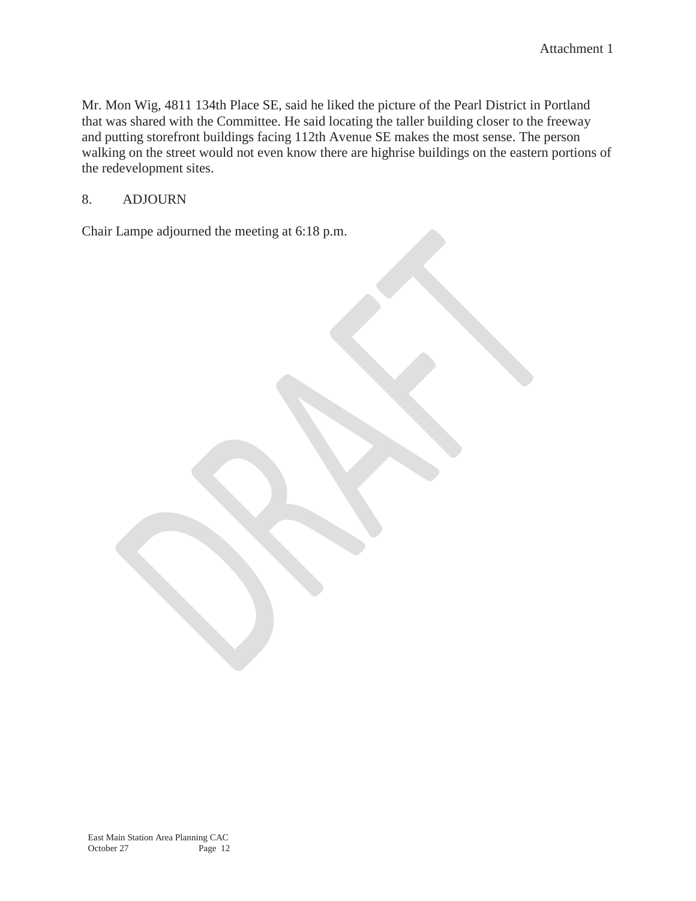Mr. Mon Wig, 4811 134th Place SE, said he liked the picture of the Pearl District in Portland that was shared with the Committee. He said locating the taller building closer to the freeway and putting storefront buildings facing 112th Avenue SE makes the most sense. The person walking on the street would not even know there are highrise buildings on the eastern portions of the redevelopment sites.

8. ADJOURN

Chair Lampe adjourned the meeting at 6:18 p.m.